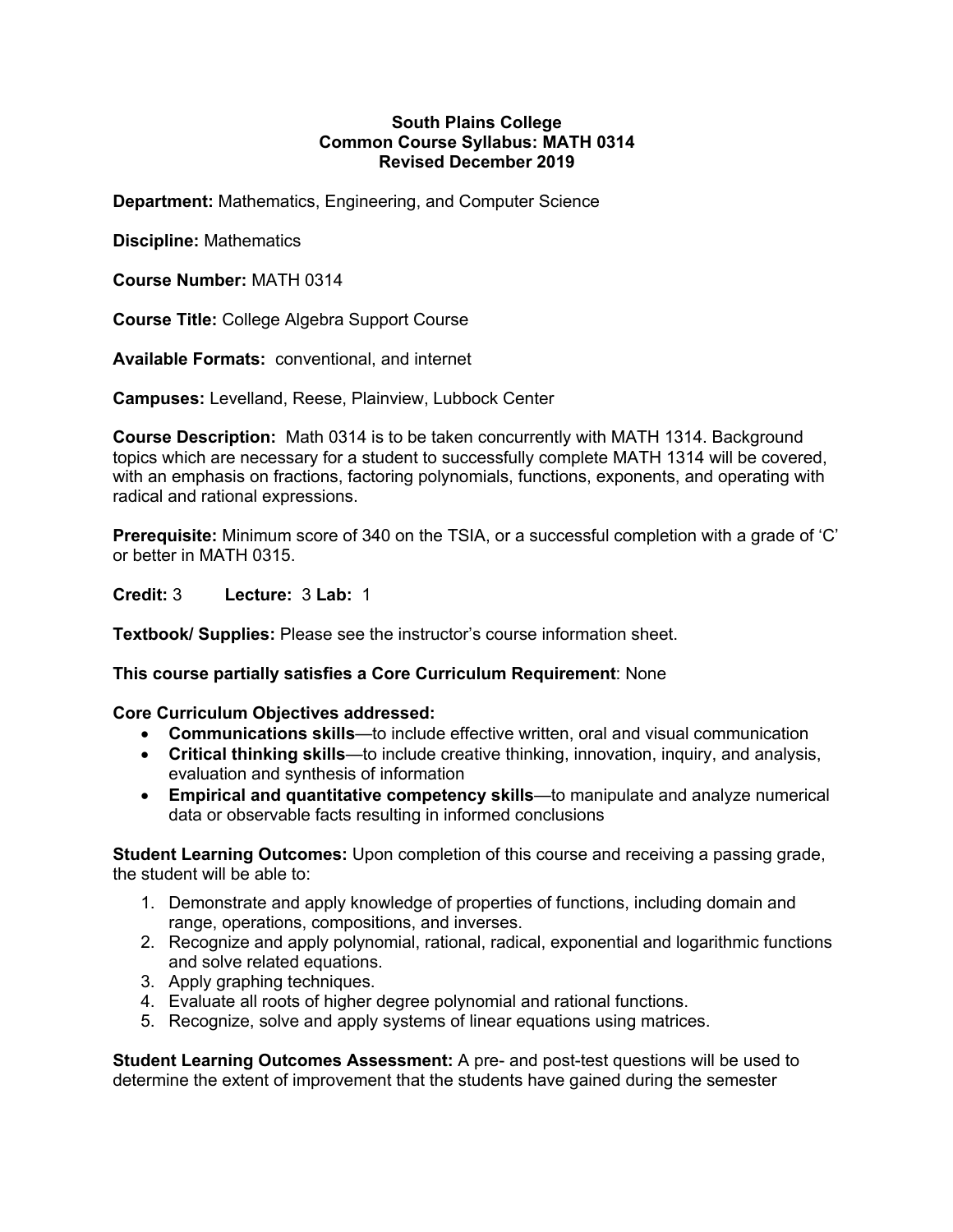**South Plains College**
**Common Course Syllabus: MATH 0314**
**Revised December 2019**

**Department:** Mathematics, Engineering, and Computer Science

**Discipline:** Mathematics

**Course Number:** MATH 0314

**Course Title:** College Algebra Support Course

**Available Formats:** conventional, and internet

**Campuses:** Levelland, Reese, Plainview, Lubbock Center

**Course Description:** Math 0314 is to be taken concurrently with MATH 1314. Background topics which are necessary for a student to successfully complete MATH 1314 will be covered, with an emphasis on fractions, factoring polynomials, functions, exponents, and operating with radical and rational expressions.

**Prerequisite:** Minimum score of 340 on the TSIA, or a successful completion with a grade of 'C' or better in MATH 0315.

**Credit:** 3 **Lecture:** 3 **Lab:** 1

**Textbook/ Supplies:** Please see the instructor's course information sheet.

**This course partially satisfies a Core Curriculum Requirement**: None

**Core Curriculum Objectives addressed:**

- **Communications skills**—to include effective written, oral and visual communication
- **Critical thinking skills**—to include creative thinking, innovation, inquiry, and analysis, evaluation and synthesis of information
- **Empirical and quantitative competency skills**—to manipulate and analyze numerical data or observable facts resulting in informed conclusions

**Student Learning Outcomes:** Upon completion of this course and receiving a passing grade, the student will be able to:

1. Demonstrate and apply knowledge of properties of functions, including domain and range, operations, compositions, and inverses.
2. Recognize and apply polynomial, rational, radical, exponential and logarithmic functions and solve related equations.
3. Apply graphing techniques.
4. Evaluate all roots of higher degree polynomial and rational functions.
5. Recognize, solve and apply systems of linear equations using matrices.

**Student Learning Outcomes Assessment:** A pre- and post-test questions will be used to determine the extent of improvement that the students have gained during the semester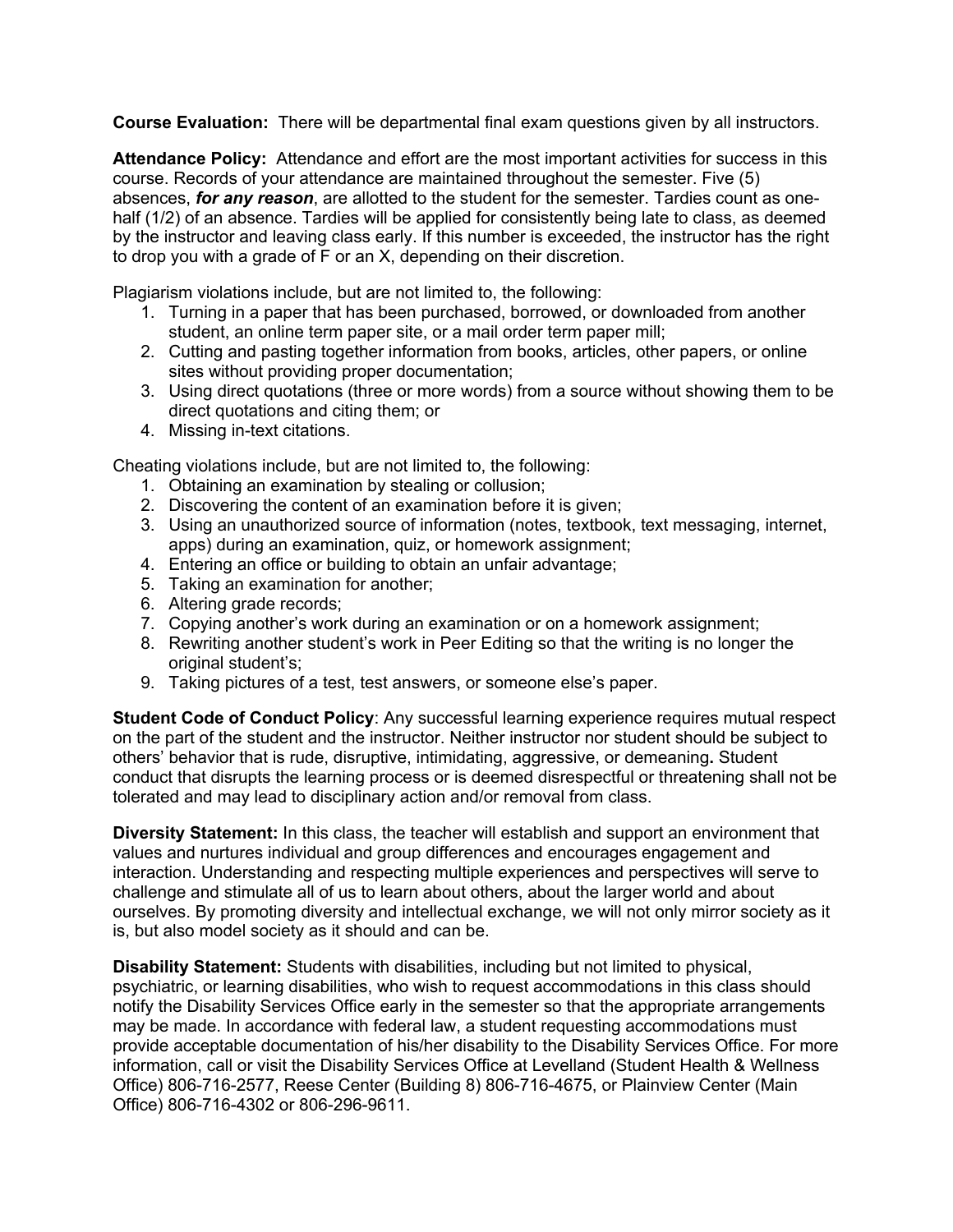**Course Evaluation:** There will be departmental final exam questions given by all instructors.

**Attendance Policy:** Attendance and effort are the most important activities for success in this course. Records of your attendance are maintained throughout the semester. Five (5) absences, ***for any reason***, are allotted to the student for the semester. Tardies count as one-half (1/2) of an absence. Tardies will be applied for consistently being late to class, as deemed by the instructor and leaving class early. If this number is exceeded, the instructor has the right to drop you with a grade of F or an X, depending on their discretion.

Plagiarism violations include, but are not limited to, the following:

1. Turning in a paper that has been purchased, borrowed, or downloaded from another student, an online term paper site, or a mail order term paper mill;
2. Cutting and pasting together information from books, articles, other papers, or online sites without providing proper documentation;
3. Using direct quotations (three or more words) from a source without showing them to be direct quotations and citing them; or
4. Missing in-text citations.

Cheating violations include, but are not limited to, the following:

1. Obtaining an examination by stealing or collusion;
2. Discovering the content of an examination before it is given;
3. Using an unauthorized source of information (notes, textbook, text messaging, internet, apps) during an examination, quiz, or homework assignment;
4. Entering an office or building to obtain an unfair advantage;
5. Taking an examination for another;
6. Altering grade records;
7. Copying another's work during an examination or on a homework assignment;
8. Rewriting another student's work in Peer Editing so that the writing is no longer the original student's;
9. Taking pictures of a test, test answers, or someone else's paper.

**Student Code of Conduct Policy**: Any successful learning experience requires mutual respect on the part of the student and the instructor. Neither instructor nor student should be subject to others' behavior that is rude, disruptive, intimidating, aggressive, or demeaning**.** Student conduct that disrupts the learning process or is deemed disrespectful or threatening shall not be tolerated and may lead to disciplinary action and/or removal from class.

**Diversity Statement:** In this class, the teacher will establish and support an environment that values and nurtures individual and group differences and encourages engagement and interaction. Understanding and respecting multiple experiences and perspectives will serve to challenge and stimulate all of us to learn about others, about the larger world and about ourselves. By promoting diversity and intellectual exchange, we will not only mirror society as it is, but also model society as it should and can be.

**Disability Statement:** Students with disabilities, including but not limited to physical, psychiatric, or learning disabilities, who wish to request accommodations in this class should notify the Disability Services Office early in the semester so that the appropriate arrangements may be made. In accordance with federal law, a student requesting accommodations must provide acceptable documentation of his/her disability to the Disability Services Office. For more information, call or visit the Disability Services Office at Levelland (Student Health & Wellness Office) 806-716-2577, Reese Center (Building 8) 806-716-4675, or Plainview Center (Main Office) 806-716-4302 or 806-296-9611.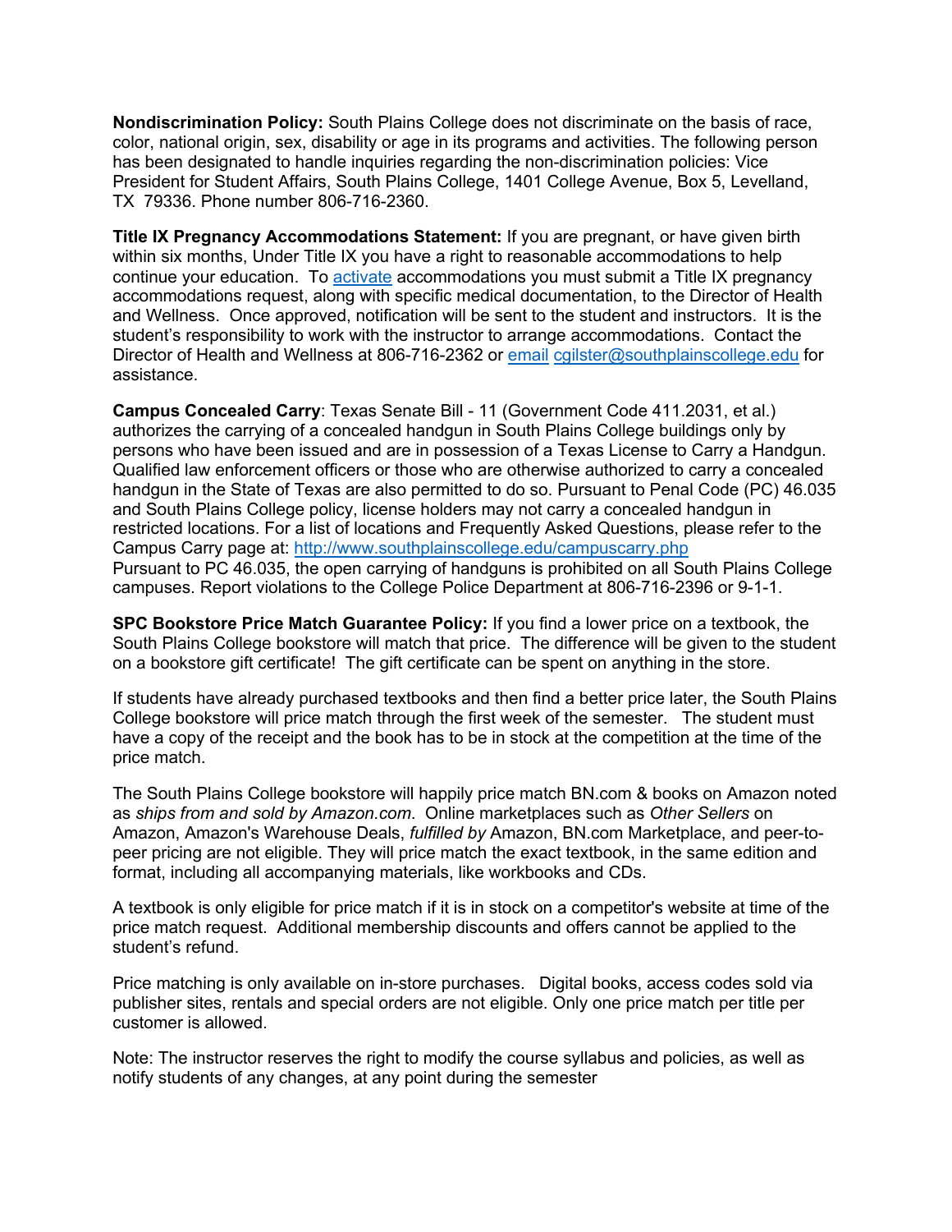**Nondiscrimination Policy:** South Plains College does not discriminate on the basis of race, color, national origin, sex, disability or age in its programs and activities. The following person has been designated to handle inquiries regarding the non-discrimination policies: Vice President for Student Affairs, South Plains College, 1401 College Avenue, Box 5, Levelland, TX 79336. Phone number 806-716-2360.

**Title IX Pregnancy Accommodations Statement:** If you are pregnant, or have given birth within six months, Under Title IX you have a right to reasonable accommodations to help continue your education. To activate accommodations you must submit a Title IX pregnancy accommodations request, along with specific medical documentation, to the Director of Health and Wellness. Once approved, notification will be sent to the student and instructors. It is the student's responsibility to work with the instructor to arrange accommodations. Contact the Director of Health and Wellness at 806-716-2362 or email cgilster@southplainscollege.edu for assistance.

**Campus Concealed Carry**: Texas Senate Bill - 11 (Government Code 411.2031, et al.) authorizes the carrying of a concealed handgun in South Plains College buildings only by persons who have been issued and are in possession of a Texas License to Carry a Handgun. Qualified law enforcement officers or those who are otherwise authorized to carry a concealed handgun in the State of Texas are also permitted to do so. Pursuant to Penal Code (PC) 46.035 and South Plains College policy, license holders may not carry a concealed handgun in restricted locations. For a list of locations and Frequently Asked Questions, please refer to the Campus Carry page at: http://www.southplainscollege.edu/campuscarry.php
Pursuant to PC 46.035, the open carrying of handguns is prohibited on all South Plains College campuses. Report violations to the College Police Department at 806-716-2396 or 9-1-1.

**SPC Bookstore Price Match Guarantee Policy:** If you find a lower price on a textbook, the South Plains College bookstore will match that price. The difference will be given to the student on a bookstore gift certificate! The gift certificate can be spent on anything in the store.

If students have already purchased textbooks and then find a better price later, the South Plains College bookstore will price match through the first week of the semester. The student must have a copy of the receipt and the book has to be in stock at the competition at the time of the price match.

The South Plains College bookstore will happily price match BN.com & books on Amazon noted as *ships from and sold by Amazon.com*. Online marketplaces such as *Other Sellers* on Amazon, Amazon's Warehouse Deals, *fulfilled by* Amazon, BN.com Marketplace, and peer-to-peer pricing are not eligible. They will price match the exact textbook, in the same edition and format, including all accompanying materials, like workbooks and CDs.

A textbook is only eligible for price match if it is in stock on a competitor's website at time of the price match request. Additional membership discounts and offers cannot be applied to the student's refund.

Price matching is only available on in-store purchases. Digital books, access codes sold via publisher sites, rentals and special orders are not eligible. Only one price match per title per customer is allowed.

Note: The instructor reserves the right to modify the course syllabus and policies, as well as notify students of any changes, at any point during the semester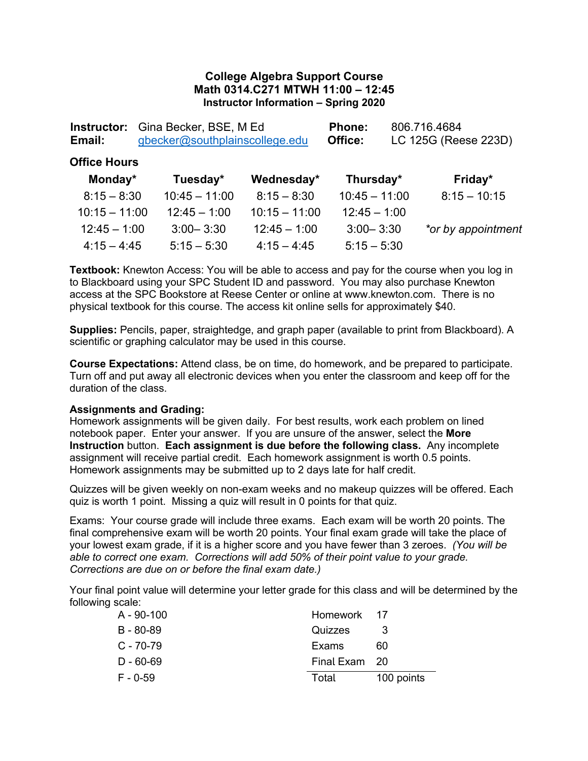# College Algebra Support Course
## Math 0314.C271 MTWH 11:00 – 12:45
### Instructor Information – Spring 2020

| | | | |
|---|---|---|---|
| **Instructor:** | Gina Becker, BSE, M Ed | **Phone:** | 806.716.4684 |
| **Email:** | gbecker@southplainscollege.edu | **Office:** | LC 125G (Reese 223D) |

**Office Hours**

| Monday* | Tuesday* | Wednesday* | Thursday* | Friday* |
|---|---|---|---|---|
| 8:15 – 8:30 | 10:45 – 11:00 | 8:15 – 8:30 | 10:45 – 11:00 | 8:15 – 10:15 |
| 10:15 – 11:00 | 12:45 – 1:00 | 10:15 – 11:00 | 12:45 – 1:00 | |
| 12:45 – 1:00 | 3:00– 3:30 | 12:45 – 1:00 | 3:00– 3:30 | *or by appointment* |
| 4:15 – 4:45 | 5:15 – 5:30 | 4:15 – 4:45 | 5:15 – 5:30 | |

**Textbook:** Knewton Access: You will be able to access and pay for the course when you log in to Blackboard using your SPC Student ID and password. You may also purchase Knewton access at the SPC Bookstore at Reese Center or online at www.knewton.com. There is no physical textbook for this course. The access kit online sells for approximately $40.

**Supplies:** Pencils, paper, straightedge, and graph paper (available to print from Blackboard). A scientific or graphing calculator may be used in this course.

**Course Expectations:** Attend class, be on time, do homework, and be prepared to participate. Turn off and put away all electronic devices when you enter the classroom and keep off for the duration of the class.

**Assignments and Grading:**
Homework assignments will be given daily. For best results, work each problem on lined notebook paper. Enter your answer. If you are unsure of the answer, select the **More Instruction** button. **Each assignment is due before the following class.** Any incomplete assignment will receive partial credit. Each homework assignment is worth 0.5 points. Homework assignments may be submitted up to 2 days late for half credit.

Quizzes will be given weekly on non-exam weeks and no makeup quizzes will be offered. Each quiz is worth 1 point. Missing a quiz will result in 0 points for that quiz.

Exams: Your course grade will include three exams. Each exam will be worth 20 points. The final comprehensive exam will be worth 20 points. Your final exam grade will take the place of your lowest exam grade, if it is a higher score and you have fewer than 3 zeroes. *(You will be able to correct one exam. Corrections will add 50% of their point value to your grade. Corrections are due on or before the final exam date.)*

Your final point value will determine your letter grade for this class and will be determined by the following scale:

| Grade | Range |
|---|---|
| A | 90-100 |
| B | 80-89 |
| C | 70-79 |
| D | 60-69 |
| F | 0-59 |

| Component | Points |
|---|---|
| Homework | 17 |
| Quizzes | 3 |
| Exams | 60 |
| Final Exam | 20 |
| Total | 100 points |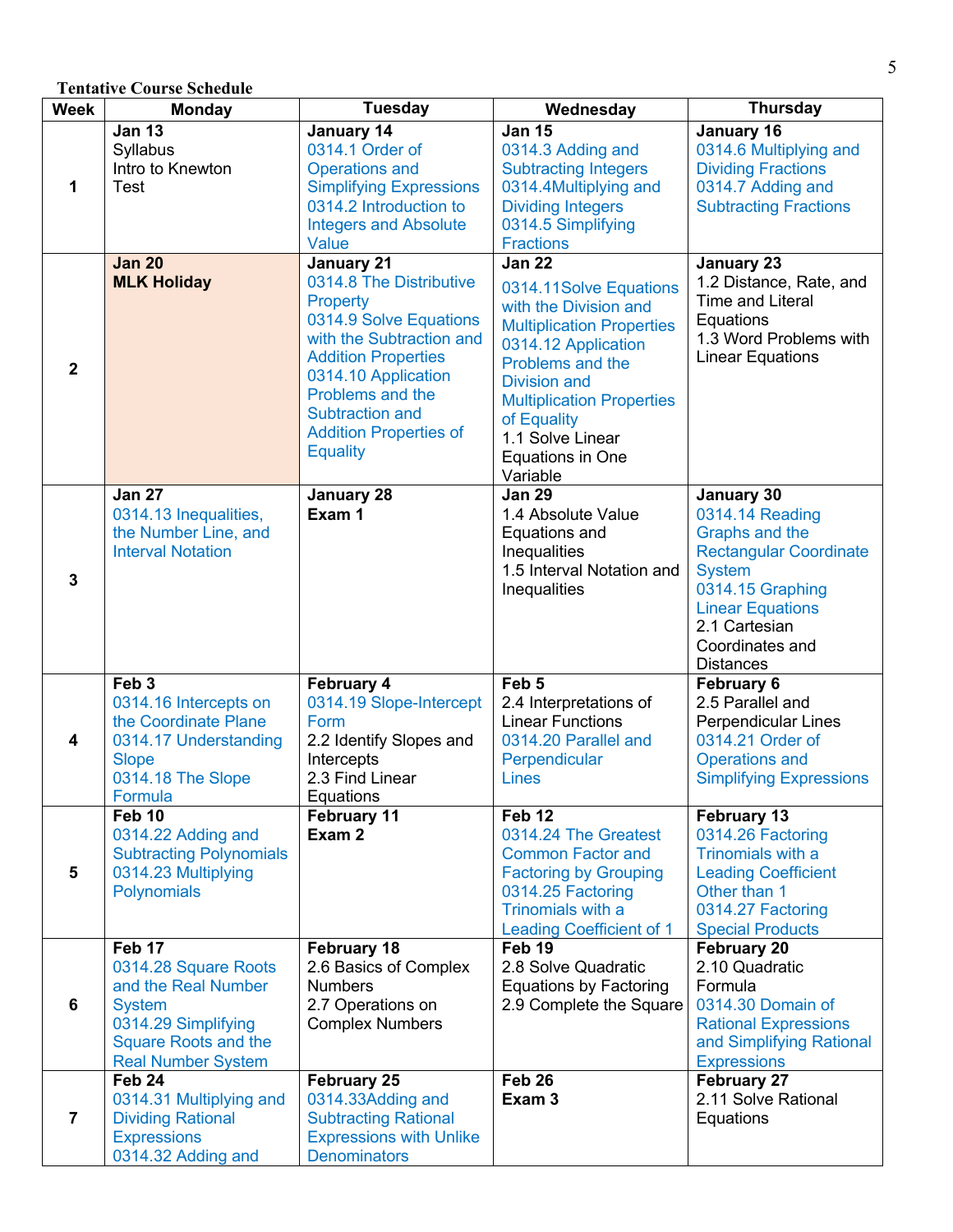**Tentative Course Schedule**

| Week | Monday | Tuesday | Wednesday | Thursday |
|---|---|---|---|---|
| 1 | **Jan 13**<br>Syllabus<br>Intro to Knewton<br>Test | **January 14**<br>0314.1 Order of Operations and Simplifying Expressions<br>0314.2 Introduction to Integers and Absolute Value | **Jan 15**<br>0314.3 Adding and Subtracting Integers<br>0314.4Multiplying and Dividing Integers<br>0314.5 Simplifying Fractions | **January 16**<br>0314.6 Multiplying and Dividing Fractions<br>0314.7 Adding and Subtracting Fractions |
| 2 | **Jan 20**<br>**MLK Holiday** | **January 21**<br>0314.8 The Distributive Property<br>0314.9 Solve Equations with the Subtraction and Addition Properties<br>0314.10 Application Problems and the Subtraction and Addition Properties of Equality | **Jan 22**<br>0314.11Solve Equations with the Division and Multiplication Properties<br>0314.12 Application Problems and the Division and Multiplication Properties of Equality<br>1.1 Solve Linear Equations in One Variable | **January 23**<br>1.2 Distance, Rate, and Time and Literal Equations<br>1.3 Word Problems with Linear Equations |
| 3 | **Jan 27**<br>0314.13 Inequalities, the Number Line, and Interval Notation | **January 28**<br>**Exam 1** | **Jan 29**<br>1.4 Absolute Value Equations and Inequalities<br>1.5 Interval Notation and Inequalities | **January 30**<br>0314.14 Reading Graphs and the Rectangular Coordinate System<br>0314.15 Graphing Linear Equations<br>2.1 Cartesian Coordinates and Distances |
| 4 | **Feb 3**<br>0314.16 Intercepts on the Coordinate Plane<br>0314.17 Understanding Slope<br>0314.18 The Slope Formula | **February 4**<br>0314.19 Slope-Intercept Form<br>2.2 Identify Slopes and Intercepts<br>2.3 Find Linear Equations | **Feb 5**<br>2.4 Interpretations of Linear Functions<br>0314.20 Parallel and Perpendicular Lines | **February 6**<br>2.5 Parallel and Perpendicular Lines<br>0314.21 Order of Operations and Simplifying Expressions |
| 5 | **Feb 10**<br>0314.22 Adding and Subtracting Polynomials<br>0314.23 Multiplying Polynomials | **February 11**<br>**Exam 2** | **Feb 12**<br>0314.24 The Greatest Common Factor and Factoring by Grouping<br>0314.25 Factoring Trinomials with a Leading Coefficient of 1 | **February 13**<br>0314.26 Factoring Trinomials with a Leading Coefficient Other than 1<br>0314.27 Factoring Special Products |
| 6 | **Feb 17**<br>0314.28 Square Roots and the Real Number System<br>0314.29 Simplifying Square Roots and the Real Number System | **February 18**<br>2.6 Basics of Complex Numbers<br>2.7 Operations on Complex Numbers | **Feb 19**<br>2.8 Solve Quadratic Equations by Factoring<br>2.9 Complete the Square | **February 20**<br>2.10 Quadratic Formula<br>0314.30 Domain of Rational Expressions and Simplifying Rational Expressions |
| 7 | **Feb 24**<br>0314.31 Multiplying and Dividing Rational Expressions<br>0314.32 Adding and | **February 25**<br>0314.33Adding and Subtracting Rational Expressions with Unlike Denominators | **Feb 26**<br>**Exam 3** | **February 27**<br>2.11 Solve Rational Equations |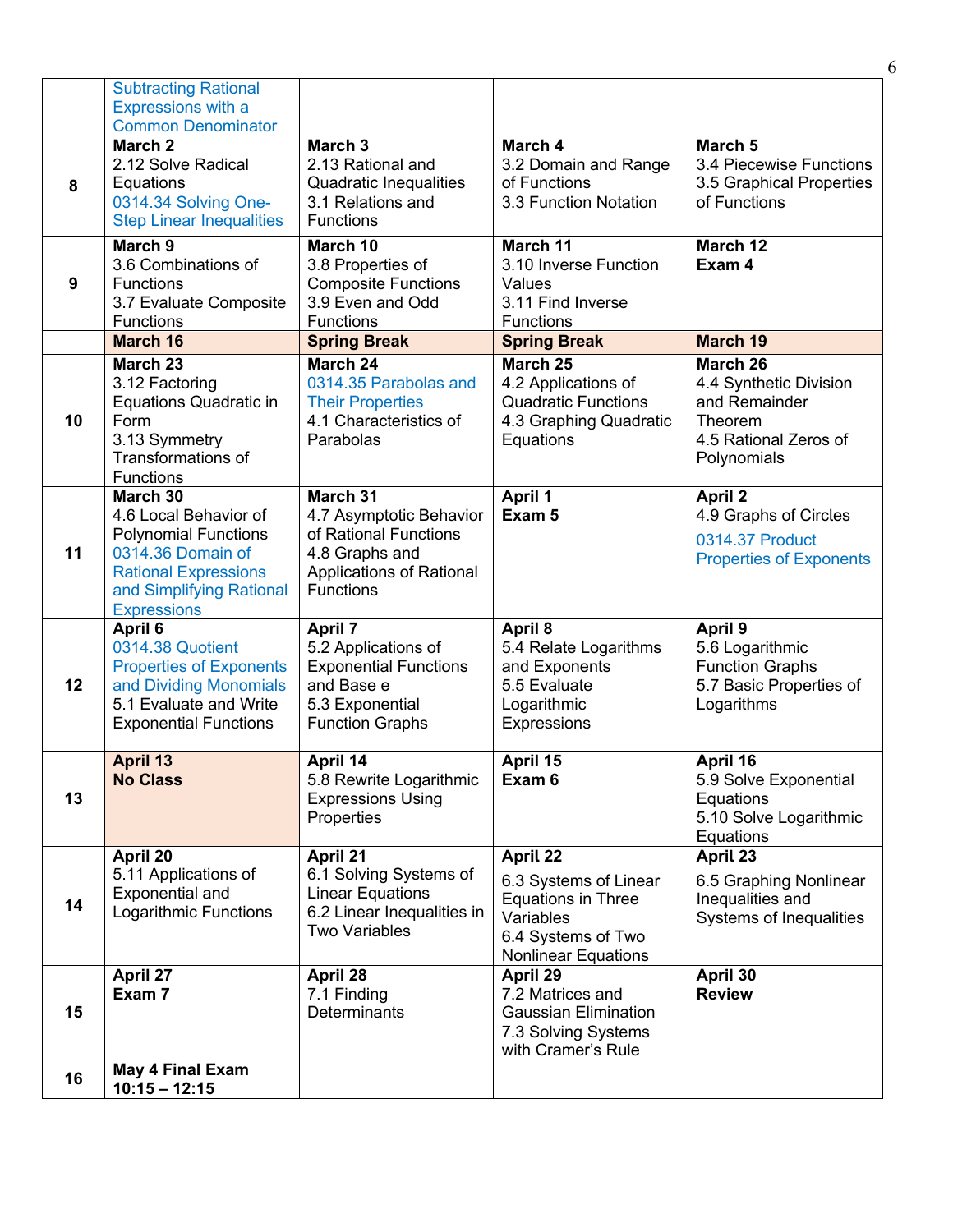| | | | | |
|---|---|---|---|---|
| | Subtracting Rational Expressions with a Common Denominator | | | |
| 8 | **March 2**<br>2.12 Solve Radical Equations<br>0314.34 Solving One-Step Linear Inequalities | **March 3**<br>2.13 Rational and Quadratic Inequalities<br>3.1 Relations and Functions | **March 4**<br>3.2 Domain and Range of Functions<br>3.3 Function Notation | **March 5**<br>3.4 Piecewise Functions<br>3.5 Graphical Properties of Functions |
| 9 | **March 9**<br>3.6 Combinations of Functions<br>3.7 Evaluate Composite Functions | **March 10**<br>3.8 Properties of Composite Functions<br>3.9 Even and Odd Functions | **March 11**<br>3.10 Inverse Function Values<br>3.11 Find Inverse Functions | **March 12**<br>**Exam 4** |
| | **March 16** | **Spring Break** | **Spring Break** | **March 19** |
| 10 | **March 23**<br>3.12 Factoring Equations Quadratic in Form<br>3.13 Symmetry Transformations of Functions | **March 24**<br>0314.35 Parabolas and Their Properties<br>4.1 Characteristics of Parabolas | **March 25**<br>4.2 Applications of Quadratic Functions<br>4.3 Graphing Quadratic Equations | **March 26**<br>4.4 Synthetic Division and Remainder Theorem<br>4.5 Rational Zeros of Polynomials |
| 11 | **March 30**<br>4.6 Local Behavior of Polynomial Functions<br>0314.36 Domain of Rational Expressions and Simplifying Rational Expressions | **March 31**<br>4.7 Asymptotic Behavior of Rational Functions<br>4.8 Graphs and Applications of Rational Functions | **April 1**<br>**Exam 5** | **April 2**<br>4.9 Graphs of Circles<br>0314.37 Product Properties of Exponents |
| 12 | **April 6**<br>0314.38 Quotient Properties of Exponents and Dividing Monomials<br>5.1 Evaluate and Write Exponential Functions | **April 7**<br>5.2 Applications of Exponential Functions and Base e<br>5.3 Exponential Function Graphs | **April 8**<br>5.4 Relate Logarithms and Exponents<br>5.5 Evaluate Logarithmic Expressions | **April 9**<br>5.6 Logarithmic Function Graphs<br>5.7 Basic Properties of Logarithms |
| 13 | **April 13**<br>**No Class** | **April 14**<br>5.8 Rewrite Logarithmic Expressions Using Properties | **April 15**<br>**Exam 6** | **April 16**<br>5.9 Solve Exponential Equations<br>5.10 Solve Logarithmic Equations |
| 14 | **April 20**<br>5.11 Applications of Exponential and Logarithmic Functions | **April 21**<br>6.1 Solving Systems of Linear Equations<br>6.2 Linear Inequalities in Two Variables | **April 22**<br>6.3 Systems of Linear Equations in Three Variables<br>6.4 Systems of Two Nonlinear Equations | **April 23**<br>6.5 Graphing Nonlinear Inequalities and Systems of Inequalities |
| 15 | **April 27**<br>**Exam 7** | **April 28**<br>7.1 Finding Determinants | **April 29**<br>7.2 Matrices and Gaussian Elimination<br>7.3 Solving Systems with Cramer's Rule | **April 30**<br>**Review** |
| 16 | **May 4 Final Exam 10:15 – 12:15** | | | |